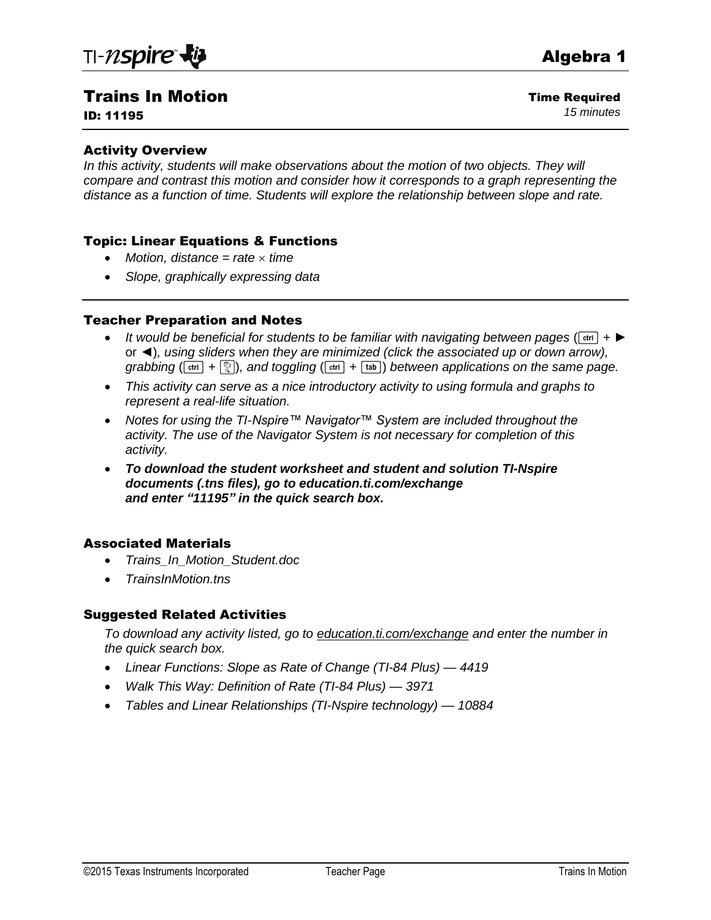TI-nspire                                                                                                    Algebra 1

# Trains In Motion

**ID: 11195**

**Time Required**
*15 minutes*

## Activity Overview

*In this activity, students will make observations about the motion of two objects. They will compare and contrast this motion and consider how it corresponds to a graph representing the distance as a function of time. Students will explore the relationship between slope and rate.*

## Topic: Linear Equations & Functions

- *Motion, distance = rate × time*
- *Slope, graphically expressing data*

## Teacher Preparation and Notes

- *It would be beneficial for students to be familiar with navigating between pages* (ctrl + ► or ◄)*, using sliders when they are minimized (click the associated up or down arrow), grabbing* (ctrl + 🖑)*, and toggling* (ctrl + tab) *between applications on the same page.*
- *This activity can serve as a nice introductory activity to using formula and graphs to represent a real-life situation.*
- *Notes for using the TI-Nspire™ Navigator™ System are included throughout the activity. The use of the Navigator System is not necessary for completion of this activity.*
- ***To download the student worksheet and student and solution TI-Nspire documents (.tns files), go to education.ti.com/exchange and enter "11195" in the quick search box.***

## Associated Materials

- *Trains_In_Motion_Student.doc*
- *TrainsInMotion.tns*

## Suggested Related Activities

*To download any activity listed, go to education.ti.com/exchange and enter the number in the quick search box.*

- *Linear Functions: Slope as Rate of Change (TI-84 Plus) — 4419*
- *Walk This Way: Definition of Rate (TI-84 Plus) — 3971*
- *Tables and Linear Relationships (TI-Nspire technology) — 10884*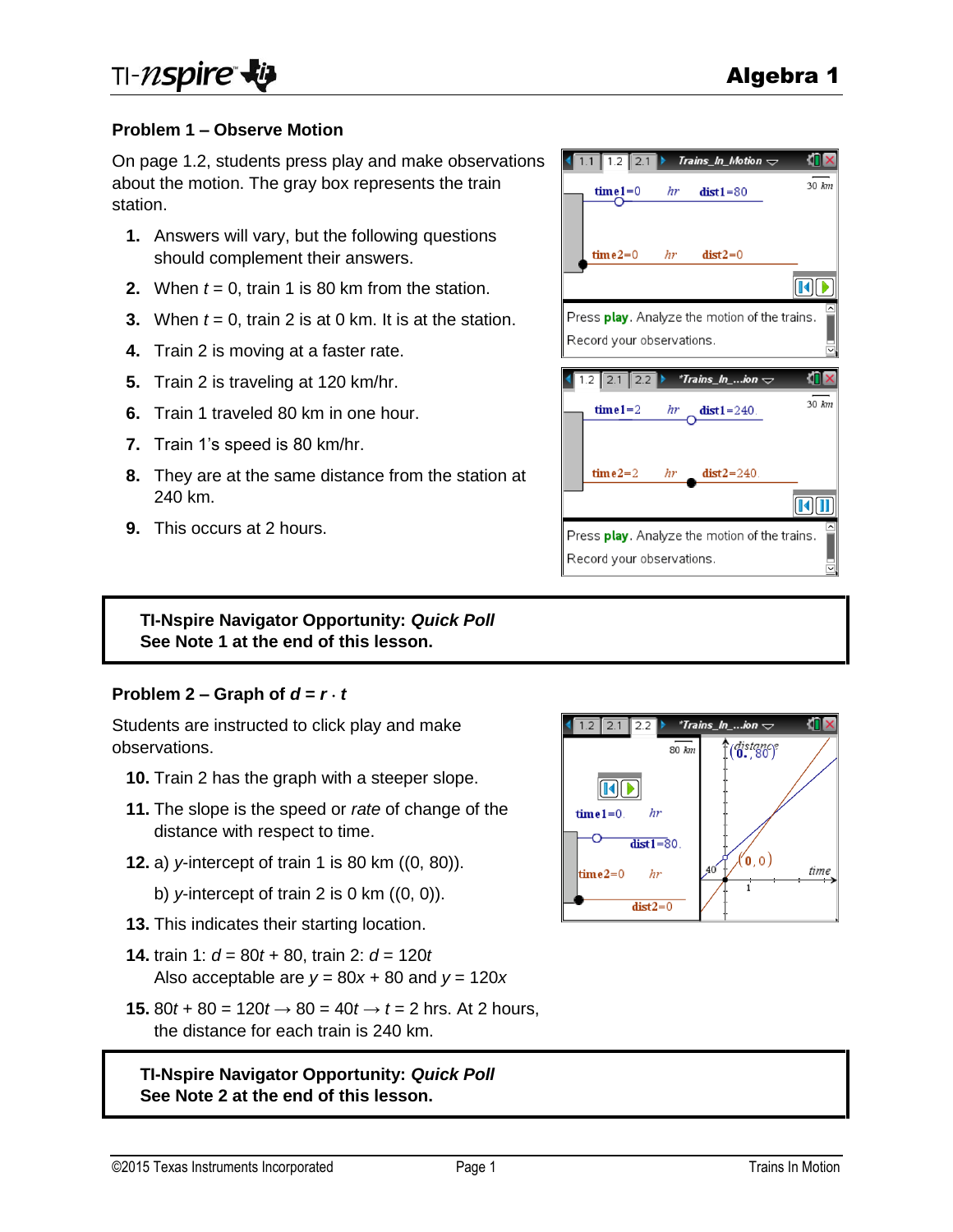## Problem 1 – Observe Motion

On page 1.2, students press play and make observations about the motion. The gray box represents the train station.

1. Answers will vary, but the following questions should complement their answers.
2. When $t = 0$, train 1 is 80 km from the station.
3. When $t = 0$, train 2 is at 0 km. It is at the station.
4. Train 2 is moving at a faster rate.
5. Train 2 is traveling at 120 km/hr.
6. Train 1 traveled 80 km in one hour.
7. Train 1's speed is 80 km/hr.
8. They are at the same distance from the station at 240 km.
9. This occurs at 2 hours.

> **TI-Nspire Navigator Opportunity: *Quick Poll***
> **See Note 1 at the end of this lesson.**

## Problem 2 – Graph of $d = r \cdot t$

Students are instructed to click play and make observations.

10. Train 2 has the graph with a steeper slope.
11. The slope is the speed or *rate* of change of the distance with respect to time.
12. a) $y$-intercept of train 1 is 80 km ((0, 80)).

    b) $y$-intercept of train 2 is 0 km ((0, 0)).
13. This indicates their starting location.
14. train 1: $d = 80t + 80$, train 2: $d = 120t$

    Also acceptable are $y = 80x + 80$ and $y = 120x$
15. $80t + 80 = 120t \rightarrow 80 = 40t \rightarrow t = 2$ hrs. At 2 hours, the distance for each train is 240 km.

> **TI-Nspire Navigator Opportunity: *Quick Poll***
> **See Note 2 at the end of this lesson.**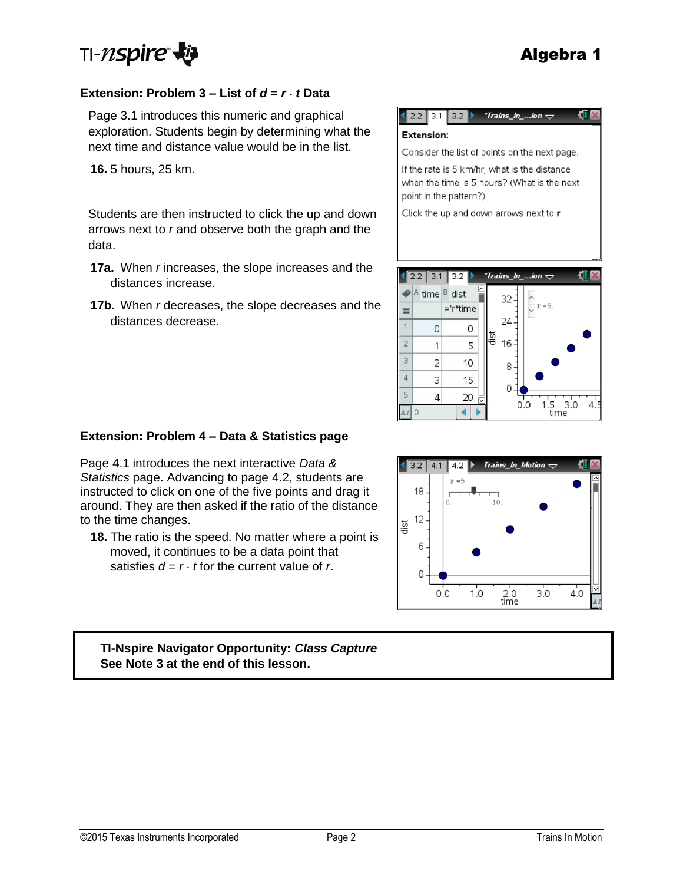## Extension: Problem 3 – List of $d = r \cdot t$ Data

Page 3.1 introduces this numeric and graphical exploration. Students begin by determining what the next time and distance value would be in the list.

**16.** 5 hours, 25 km.

Students are then instructed to click the up and down arrows next to $r$ and observe both the graph and the data.

**17a.** When $r$ increases, the slope increases and the distances increase.

**17b.** When $r$ decreases, the slope decreases and the distances decrease.

## Extension: Problem 4 – Data & Statistics page

Page 4.1 introduces the next interactive *Data & Statistics* page. Advancing to page 4.2, students are instructed to click on one of the five points and drag it around. They are then asked if the ratio of the distance to the time changes.

**18.** The ratio is the speed. No matter where a point is moved, it continues to be a data point that satisfies $d = r \cdot t$ for the current value of $r$.

**TI-Nspire Navigator Opportunity: *Class Capture***
**See Note 3 at the end of this lesson.**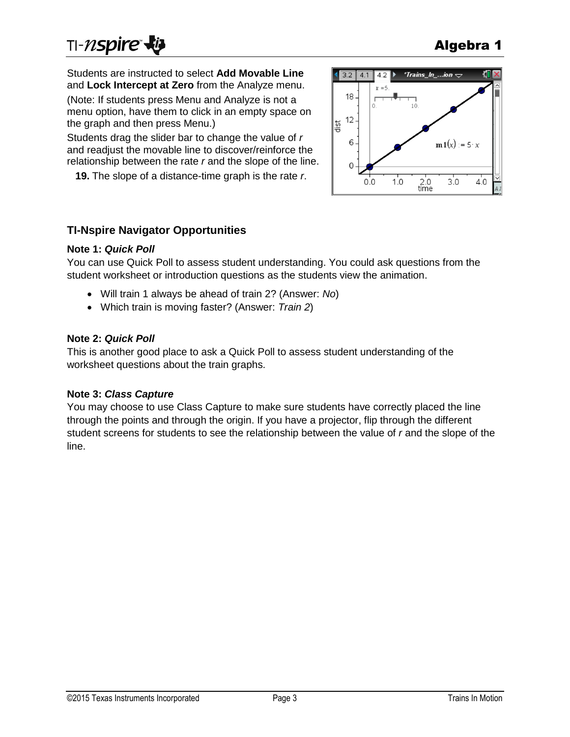Students are instructed to select **Add Movable Line** and **Lock Intercept at Zero** from the Analyze menu.

(Note: If students press Menu and Analyze is not a menu option, have them to click in an empty space on the graph and then press Menu.)

Students drag the slider bar to change the value of *r* and readjust the movable line to discover/reinforce the relationship between the rate *r* and the slope of the line.

**19.** The slope of a distance-time graph is the rate *r*.

3.2 4.1 4.2 *Trains_In_...ion

r =5.

0. 10.

18

12

dist

6

0

$\mathbf{m1}(x) := 5 \cdot x$

0.0 1.0 2.0 3.0 4.0

time

## TI-Nspire Navigator Opportunities

**Note 1:** ***Quick Poll***

You can use Quick Poll to assess student understanding. You could ask questions from the student worksheet or introduction questions as the students view the animation.

- Will train 1 always be ahead of train 2? (Answer: *No*)
- Which train is moving faster? (Answer: *Train 2*)

**Note 2:** ***Quick Poll***

This is another good place to ask a Quick Poll to assess student understanding of the worksheet questions about the train graphs.

**Note 3:** ***Class Capture***

You may choose to use Class Capture to make sure students have correctly placed the line through the points and through the origin. If you have a projector, flip through the different student screens for students to see the relationship between the value of *r* and the slope of the line.